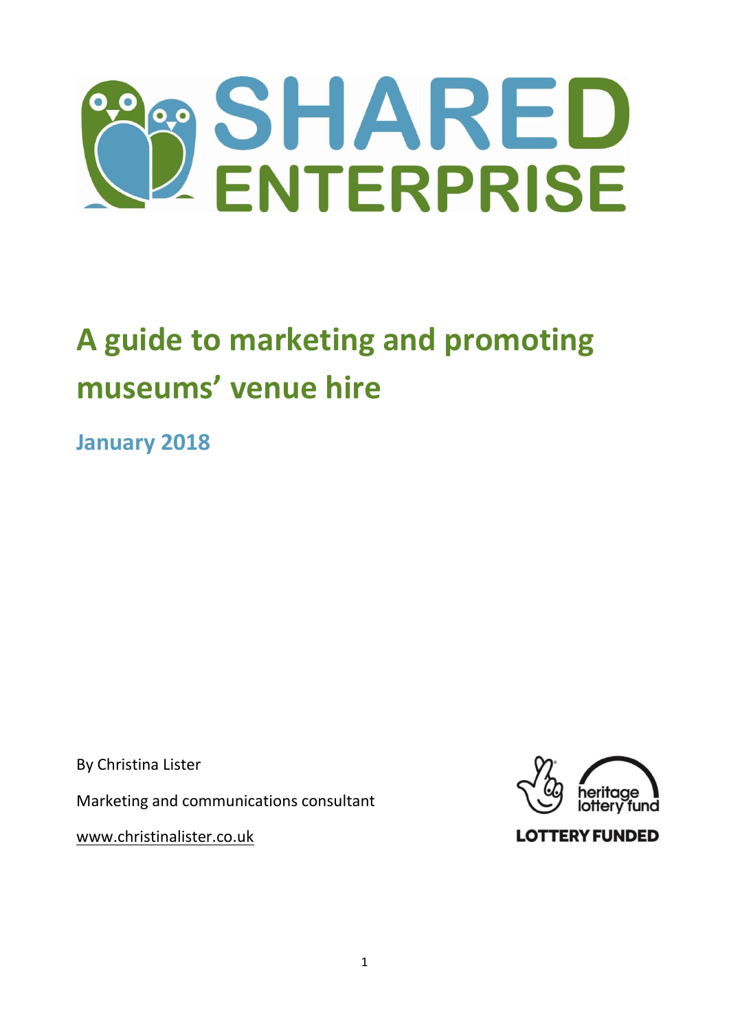# SHARED ENTERPRISE

# A guide to marketing and promoting museums' venue hire

## January 2018

By Christina Lister

Marketing and communications consultant

www.christinalister.co.uk

heritage lottery fund

LOTTERY FUNDED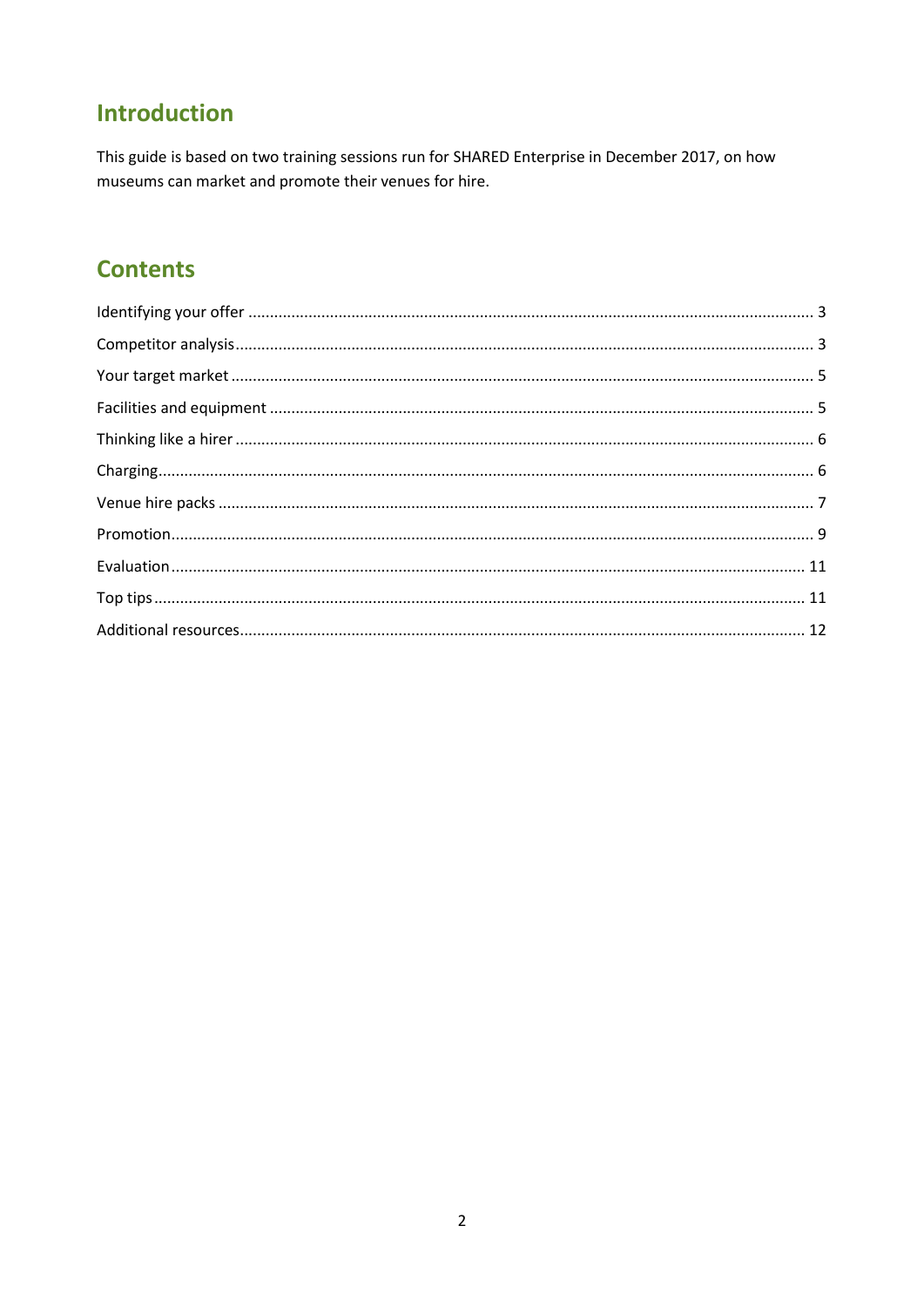## Introduction

This guide is based on two training sessions run for SHARED Enterprise in December 2017, on how museums can market and promote their venues for hire.

## Contents

Identifying your offer ........ 3
Competitor analysis ........ 3
Your target market ........ 5
Facilities and equipment ........ 5
Thinking like a hirer ........ 6
Charging ........ 6
Venue hire packs ........ 7
Promotion ........ 9
Evaluation ........ 11
Top tips ........ 11
Additional resources ........ 12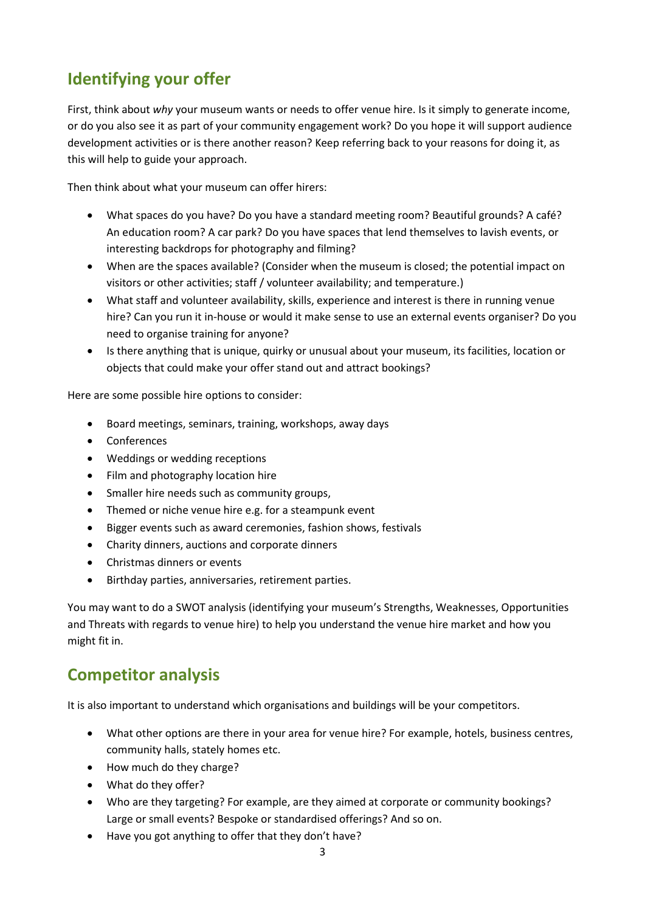## Identifying your offer

First, think about *why* your museum wants or needs to offer venue hire. Is it simply to generate income, or do you also see it as part of your community engagement work? Do you hope it will support audience development activities or is there another reason? Keep referring back to your reasons for doing it, as this will help to guide your approach.

Then think about what your museum can offer hirers:

- What spaces do you have? Do you have a standard meeting room? Beautiful grounds? A café? An education room? A car park? Do you have spaces that lend themselves to lavish events, or interesting backdrops for photography and filming?
- When are the spaces available? (Consider when the museum is closed; the potential impact on visitors or other activities; staff / volunteer availability; and temperature.)
- What staff and volunteer availability, skills, experience and interest is there in running venue hire? Can you run it in-house or would it make sense to use an external events organiser? Do you need to organise training for anyone?
- Is there anything that is unique, quirky or unusual about your museum, its facilities, location or objects that could make your offer stand out and attract bookings?

Here are some possible hire options to consider:

- Board meetings, seminars, training, workshops, away days
- Conferences
- Weddings or wedding receptions
- Film and photography location hire
- Smaller hire needs such as community groups,
- Themed or niche venue hire e.g. for a steampunk event
- Bigger events such as award ceremonies, fashion shows, festivals
- Charity dinners, auctions and corporate dinners
- Christmas dinners or events
- Birthday parties, anniversaries, retirement parties.

You may want to do a SWOT analysis (identifying your museum's Strengths, Weaknesses, Opportunities and Threats with regards to venue hire) to help you understand the venue hire market and how you might fit in.

## Competitor analysis

It is also important to understand which organisations and buildings will be your competitors.

- What other options are there in your area for venue hire? For example, hotels, business centres, community halls, stately homes etc.
- How much do they charge?
- What do they offer?
- Who are they targeting? For example, are they aimed at corporate or community bookings? Large or small events? Bespoke or standardised offerings? And so on.
- Have you got anything to offer that they don't have?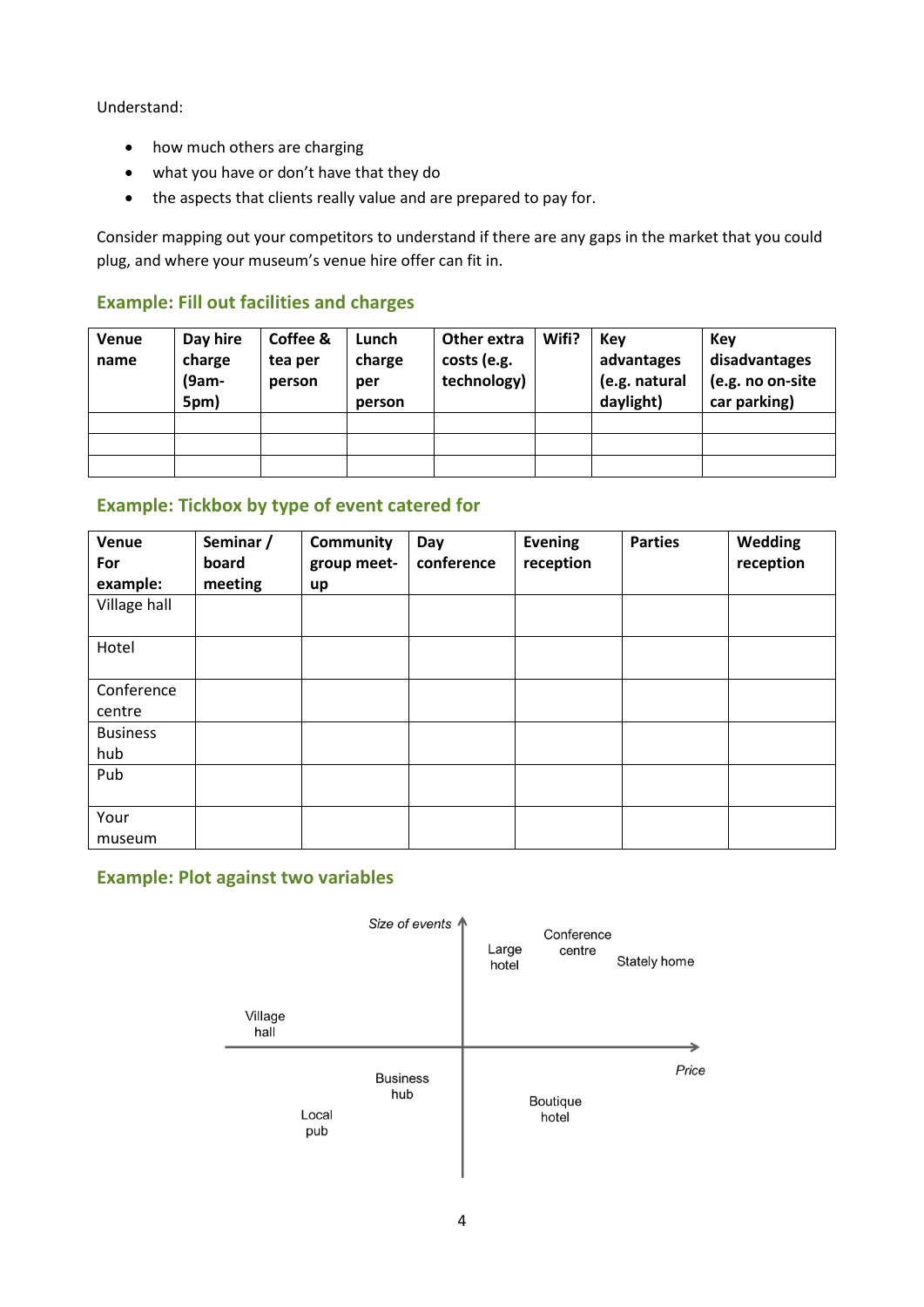Understand:

- how much others are charging
- what you have or don't have that they do
- the aspects that clients really value and are prepared to pay for.

Consider mapping out your competitors to understand if there are any gaps in the market that you could plug, and where your museum's venue hire offer can fit in.

### Example: Fill out facilities and charges

| Venue name | Day hire charge (9am-5pm) | Coffee & tea per person | Lunch charge per person | Other extra costs (e.g. technology) | Wifi? | Key advantages (e.g. natural daylight) | Key disadvantages (e.g. no on-site car parking) |
|---|---|---|---|---|---|---|---|
| | | | | | | | |
| | | | | | | | |
| | | | | | | | |

### Example: Tickbox by type of event catered for

| Venue For example: | Seminar / board meeting | Community group meet-up | Day conference | Evening reception | Parties | Wedding reception |
|---|---|---|---|---|---|---|
| Village hall | | | | | | |
| Hotel | | | | | | |
| Conference centre | | | | | | |
| Business hub | | | | | | |
| Pub | | | | | | |
| Your museum | | | | | | |

### Example: Plot against two variables

*Size of events* (vertical axis) / *Price* (horizontal axis)

Large hotel, Conference centre, Stately home, Village hall, Business hub, Local pub, Boutique hotel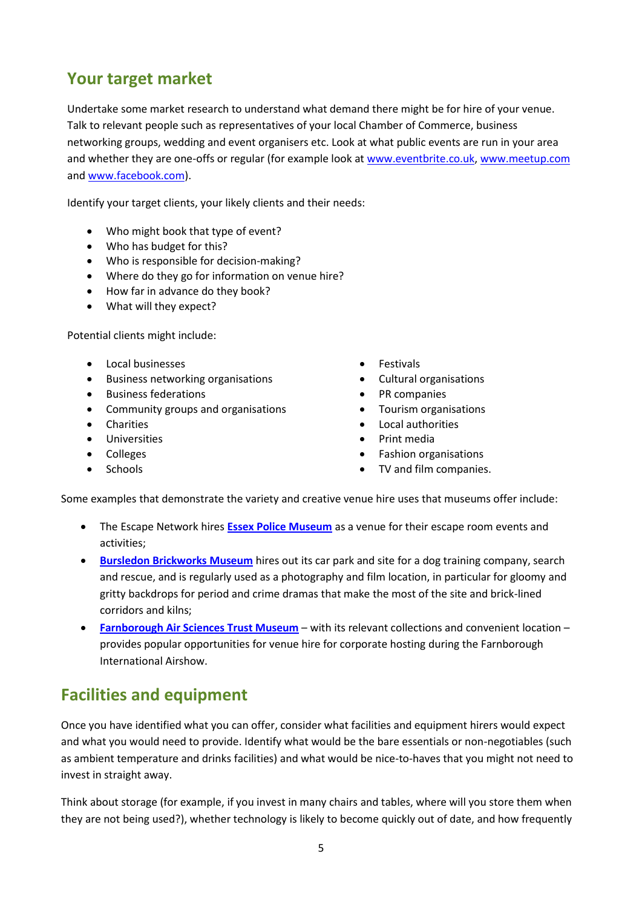## Your target market

Undertake some market research to understand what demand there might be for hire of your venue. Talk to relevant people such as representatives of your local Chamber of Commerce, business networking groups, wedding and event organisers etc. Look at what public events are run in your area and whether they are one-offs or regular (for example look at [www.eventbrite.co.uk](http://www.eventbrite.co.uk), [www.meetup.com](http://www.meetup.com) and [www.facebook.com](http://www.facebook.com)).

Identify your target clients, your likely clients and their needs:

- Who might book that type of event?
- Who has budget for this?
- Who is responsible for decision-making?
- Where do they go for information on venue hire?
- How far in advance do they book?
- What will they expect?

Potential clients might include:

- Local businesses
- Business networking organisations
- Business federations
- Community groups and organisations
- Charities
- Universities
- Colleges
- Schools
- Festivals
- Cultural organisations
- PR companies
- Tourism organisations
- Local authorities
- Print media
- Fashion organisations
- TV and film companies.

Some examples that demonstrate the variety and creative venue hire uses that museums offer include:

- The Escape Network hires **Essex Police Museum** as a venue for their escape room events and activities;
- **Bursledon Brickworks Museum** hires out its car park and site for a dog training company, search and rescue, and is regularly used as a photography and film location, in particular for gloomy and gritty backdrops for period and crime dramas that make the most of the site and brick-lined corridors and kilns;
- **Farnborough Air Sciences Trust Museum** – with its relevant collections and convenient location – provides popular opportunities for venue hire for corporate hosting during the Farnborough International Airshow.

## Facilities and equipment

Once you have identified what you can offer, consider what facilities and equipment hirers would expect and what you would need to provide. Identify what would be the bare essentials or non-negotiables (such as ambient temperature and drinks facilities) and what would be nice-to-haves that you might not need to invest in straight away.

Think about storage (for example, if you invest in many chairs and tables, where will you store them when they are not being used?), whether technology is likely to become quickly out of date, and how frequently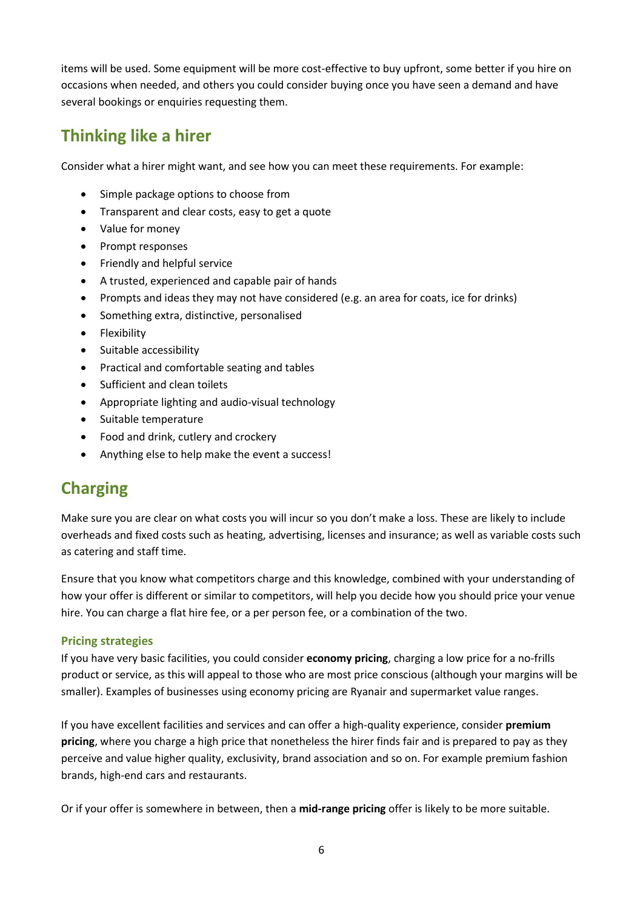items will be used. Some equipment will be more cost-effective to buy upfront, some better if you hire on occasions when needed, and others you could consider buying once you have seen a demand and have several bookings or enquiries requesting them.

## Thinking like a hirer

Consider what a hirer might want, and see how you can meet these requirements. For example:

- Simple package options to choose from
- Transparent and clear costs, easy to get a quote
- Value for money
- Prompt responses
- Friendly and helpful service
- A trusted, experienced and capable pair of hands
- Prompts and ideas they may not have considered (e.g. an area for coats, ice for drinks)
- Something extra, distinctive, personalised
- Flexibility
- Suitable accessibility
- Practical and comfortable seating and tables
- Sufficient and clean toilets
- Appropriate lighting and audio-visual technology
- Suitable temperature
- Food and drink, cutlery and crockery
- Anything else to help make the event a success!

## Charging

Make sure you are clear on what costs you will incur so you don't make a loss. These are likely to include overheads and fixed costs such as heating, advertising, licenses and insurance; as well as variable costs such as catering and staff time.

Ensure that you know what competitors charge and this knowledge, combined with your understanding of how your offer is different or similar to competitors, will help you decide how you should price your venue hire. You can charge a flat hire fee, or a per person fee, or a combination of the two.

### Pricing strategies

If you have very basic facilities, you could consider **economy pricing**, charging a low price for a no-frills product or service, as this will appeal to those who are most price conscious (although your margins will be smaller). Examples of businesses using economy pricing are Ryanair and supermarket value ranges.

If you have excellent facilities and services and can offer a high-quality experience, consider **premium pricing**, where you charge a high price that nonetheless the hirer finds fair and is prepared to pay as they perceive and value higher quality, exclusivity, brand association and so on. For example premium fashion brands, high-end cars and restaurants.

Or if your offer is somewhere in between, then a **mid-range pricing** offer is likely to be more suitable.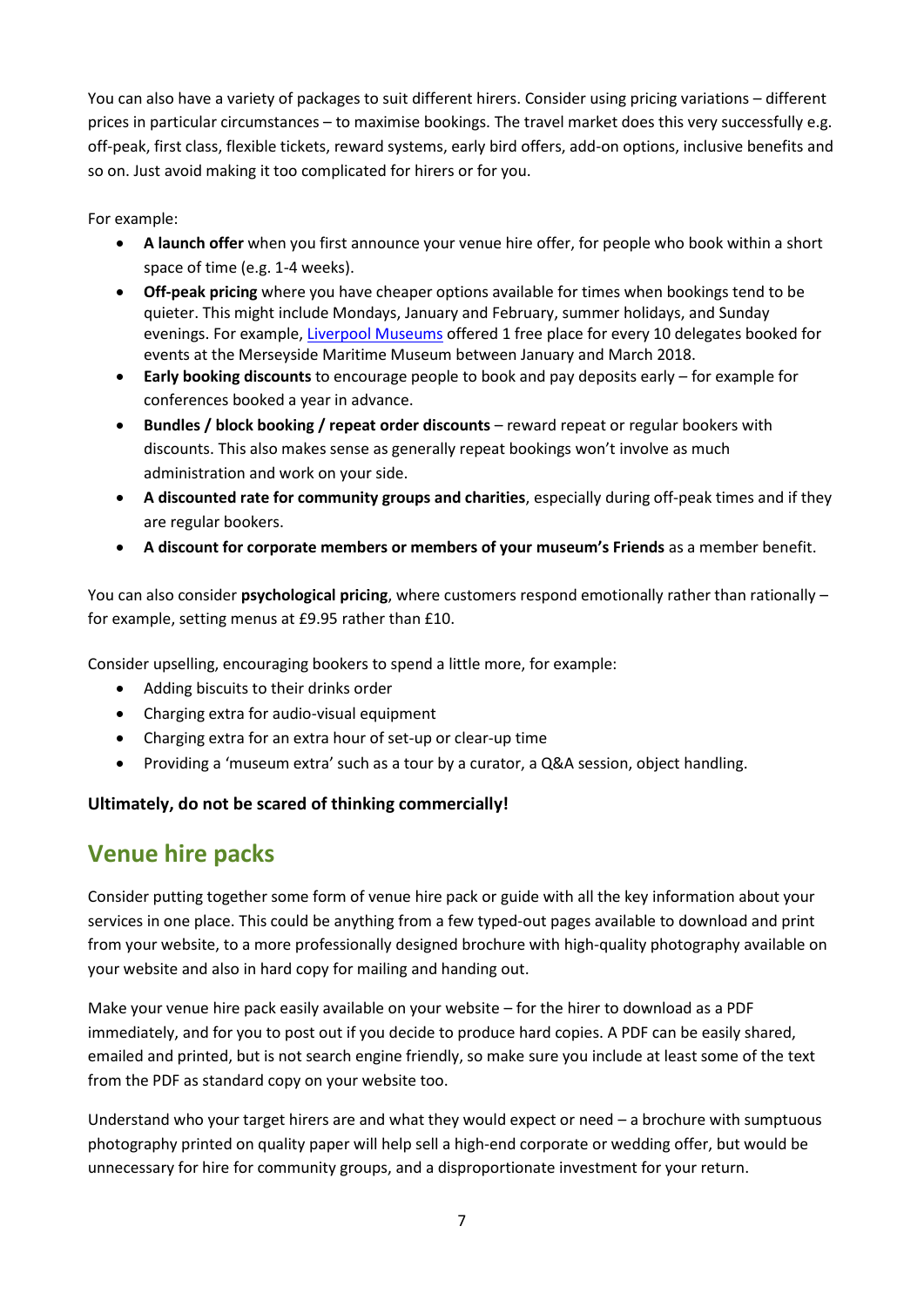You can also have a variety of packages to suit different hirers. Consider using pricing variations – different prices in particular circumstances – to maximise bookings. The travel market does this very successfully e.g. off-peak, first class, flexible tickets, reward systems, early bird offers, add-on options, inclusive benefits and so on. Just avoid making it too complicated for hirers or for you.

For example:

- **A launch offer** when you first announce your venue hire offer, for people who book within a short space of time (e.g. 1-4 weeks).
- **Off-peak pricing** where you have cheaper options available for times when bookings tend to be quieter. This might include Mondays, January and February, summer holidays, and Sunday evenings. For example, Liverpool Museums offered 1 free place for every 10 delegates booked for events at the Merseyside Maritime Museum between January and March 2018.
- **Early booking discounts** to encourage people to book and pay deposits early – for example for conferences booked a year in advance.
- **Bundles / block booking / repeat order discounts** – reward repeat or regular bookers with discounts. This also makes sense as generally repeat bookings won't involve as much administration and work on your side.
- **A discounted rate for community groups and charities**, especially during off-peak times and if they are regular bookers.
- **A discount for corporate members or members of your museum's Friends** as a member benefit.

You can also consider **psychological pricing**, where customers respond emotionally rather than rationally – for example, setting menus at £9.95 rather than £10.

Consider upselling, encouraging bookers to spend a little more, for example:

- Adding biscuits to their drinks order
- Charging extra for audio-visual equipment
- Charging extra for an extra hour of set-up or clear-up time
- Providing a 'museum extra' such as a tour by a curator, a Q&A session, object handling.

**Ultimately, do not be scared of thinking commercially!**

## Venue hire packs

Consider putting together some form of venue hire pack or guide with all the key information about your services in one place. This could be anything from a few typed-out pages available to download and print from your website, to a more professionally designed brochure with high-quality photography available on your website and also in hard copy for mailing and handing out.

Make your venue hire pack easily available on your website – for the hirer to download as a PDF immediately, and for you to post out if you decide to produce hard copies. A PDF can be easily shared, emailed and printed, but is not search engine friendly, so make sure you include at least some of the text from the PDF as standard copy on your website too.

Understand who your target hirers are and what they would expect or need – a brochure with sumptuous photography printed on quality paper will help sell a high-end corporate or wedding offer, but would be unnecessary for hire for community groups, and a disproportionate investment for your return.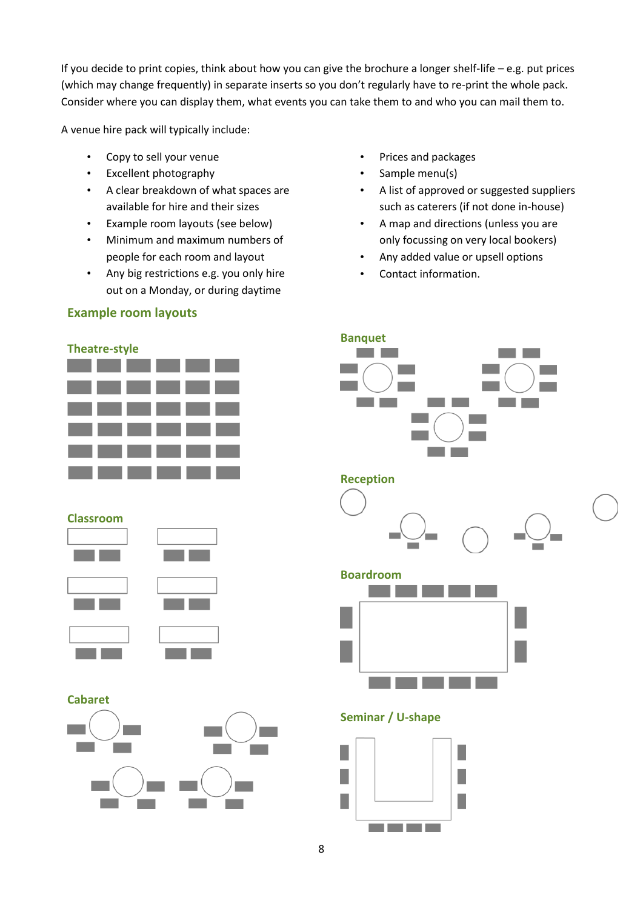If you decide to print copies, think about how you can give the brochure a longer shelf-life – e.g. put prices (which may change frequently) in separate inserts so you don't regularly have to re-print the whole pack. Consider where you can display them, what events you can take them to and who you can mail them to.

A venue hire pack will typically include:

- Copy to sell your venue
- Excellent photography
- A clear breakdown of what spaces are available for hire and their sizes
- Example room layouts (see below)
- Minimum and maximum numbers of people for each room and layout
- Any big restrictions e.g. you only hire out on a Monday, or during daytime
- Prices and packages
- Sample menu(s)
- A list of approved or suggested suppliers such as caterers (if not done in-house)
- A map and directions (unless you are only focussing on very local bookers)
- Any added value or upsell options
- Contact information.

## Example room layouts

### Theatre-style

### Classroom

### Cabaret

### Banquet

### Reception

### Boardroom

### Seminar / U-shape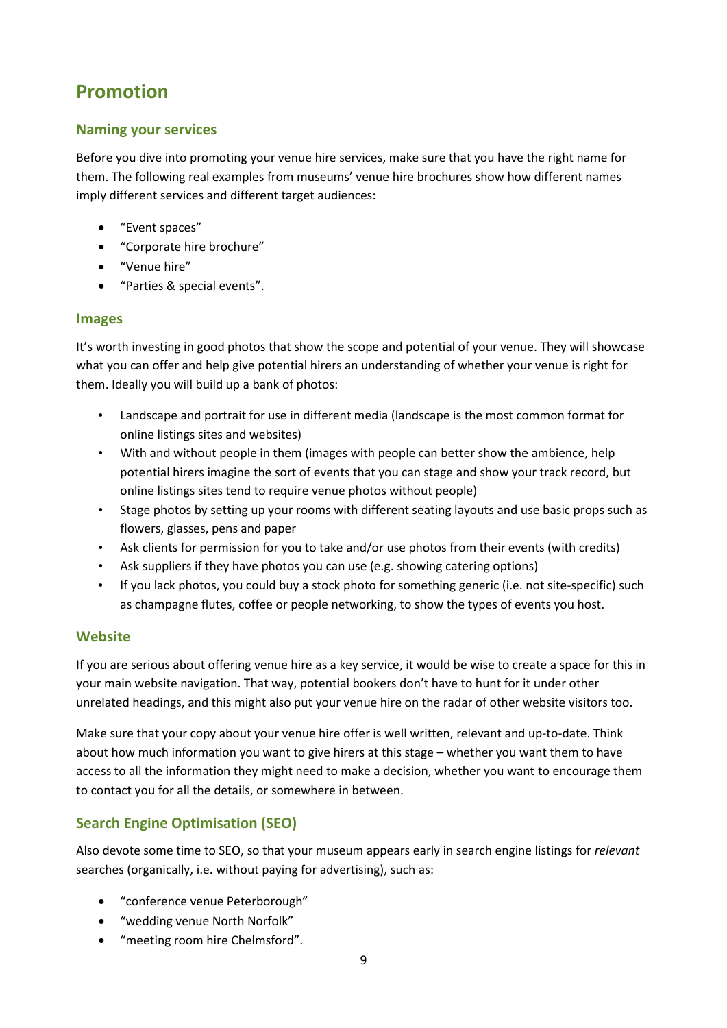# Promotion

## Naming your services

Before you dive into promoting your venue hire services, make sure that you have the right name for them. The following real examples from museums' venue hire brochures show how different names imply different services and different target audiences:

- "Event spaces"
- "Corporate hire brochure"
- "Venue hire"
- "Parties & special events".

## Images

It's worth investing in good photos that show the scope and potential of your venue. They will showcase what you can offer and help give potential hirers an understanding of whether your venue is right for them. Ideally you will build up a bank of photos:

- Landscape and portrait for use in different media (landscape is the most common format for online listings sites and websites)
- With and without people in them (images with people can better show the ambience, help potential hirers imagine the sort of events that you can stage and show your track record, but online listings sites tend to require venue photos without people)
- Stage photos by setting up your rooms with different seating layouts and use basic props such as flowers, glasses, pens and paper
- Ask clients for permission for you to take and/or use photos from their events (with credits)
- Ask suppliers if they have photos you can use (e.g. showing catering options)
- If you lack photos, you could buy a stock photo for something generic (i.e. not site-specific) such as champagne flutes, coffee or people networking, to show the types of events you host.

## Website

If you are serious about offering venue hire as a key service, it would be wise to create a space for this in your main website navigation. That way, potential bookers don't have to hunt for it under other unrelated headings, and this might also put your venue hire on the radar of other website visitors too.

Make sure that your copy about your venue hire offer is well written, relevant and up-to-date. Think about how much information you want to give hirers at this stage – whether you want them to have access to all the information they might need to make a decision, whether you want to encourage them to contact you for all the details, or somewhere in between.

## Search Engine Optimisation (SEO)

Also devote some time to SEO, so that your museum appears early in search engine listings for *relevant* searches (organically, i.e. without paying for advertising), such as:

- "conference venue Peterborough"
- "wedding venue North Norfolk"
- "meeting room hire Chelmsford".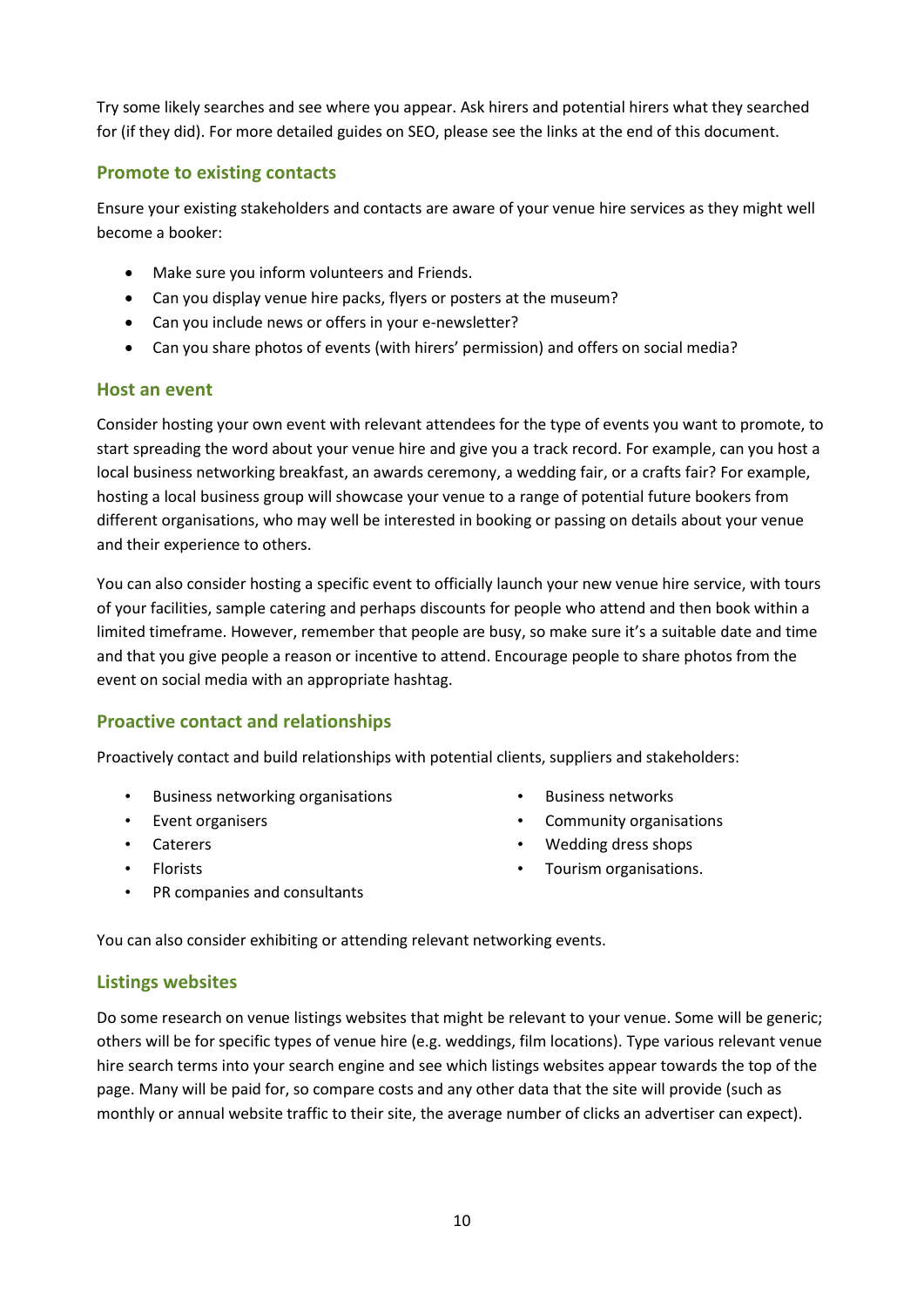Try some likely searches and see where you appear. Ask hirers and potential hirers what they searched for (if they did). For more detailed guides on SEO, please see the links at the end of this document.

### Promote to existing contacts

Ensure your existing stakeholders and contacts are aware of your venue hire services as they might well become a booker:

- Make sure you inform volunteers and Friends.
- Can you display venue hire packs, flyers or posters at the museum?
- Can you include news or offers in your e-newsletter?
- Can you share photos of events (with hirers' permission) and offers on social media?

### Host an event

Consider hosting your own event with relevant attendees for the type of events you want to promote, to start spreading the word about your venue hire and give you a track record. For example, can you host a local business networking breakfast, an awards ceremony, a wedding fair, or a crafts fair? For example, hosting a local business group will showcase your venue to a range of potential future bookers from different organisations, who may well be interested in booking or passing on details about your venue and their experience to others.

You can also consider hosting a specific event to officially launch your new venue hire service, with tours of your facilities, sample catering and perhaps discounts for people who attend and then book within a limited timeframe. However, remember that people are busy, so make sure it's a suitable date and time and that you give people a reason or incentive to attend. Encourage people to share photos from the event on social media with an appropriate hashtag.

### Proactive contact and relationships

Proactively contact and build relationships with potential clients, suppliers and stakeholders:

- Business networking organisations
- Event organisers
- Caterers
- Florists
- PR companies and consultants
- Business networks
- Community organisations
- Wedding dress shops
- Tourism organisations.

You can also consider exhibiting or attending relevant networking events.

### Listings websites

Do some research on venue listings websites that might be relevant to your venue. Some will be generic; others will be for specific types of venue hire (e.g. weddings, film locations). Type various relevant venue hire search terms into your search engine and see which listings websites appear towards the top of the page. Many will be paid for, so compare costs and any other data that the site will provide (such as monthly or annual website traffic to their site, the average number of clicks an advertiser can expect).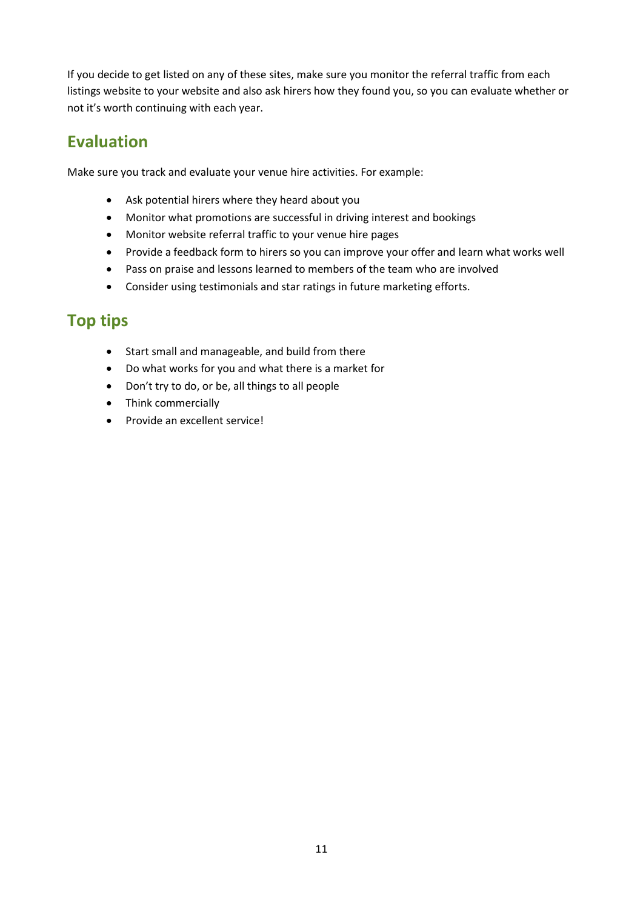If you decide to get listed on any of these sites, make sure you monitor the referral traffic from each listings website to your website and also ask hirers how they found you, so you can evaluate whether or not it's worth continuing with each year.

## Evaluation

Make sure you track and evaluate your venue hire activities. For example:

- Ask potential hirers where they heard about you
- Monitor what promotions are successful in driving interest and bookings
- Monitor website referral traffic to your venue hire pages
- Provide a feedback form to hirers so you can improve your offer and learn what works well
- Pass on praise and lessons learned to members of the team who are involved
- Consider using testimonials and star ratings in future marketing efforts.

## Top tips

- Start small and manageable, and build from there
- Do what works for you and what there is a market for
- Don't try to do, or be, all things to all people
- Think commercially
- Provide an excellent service!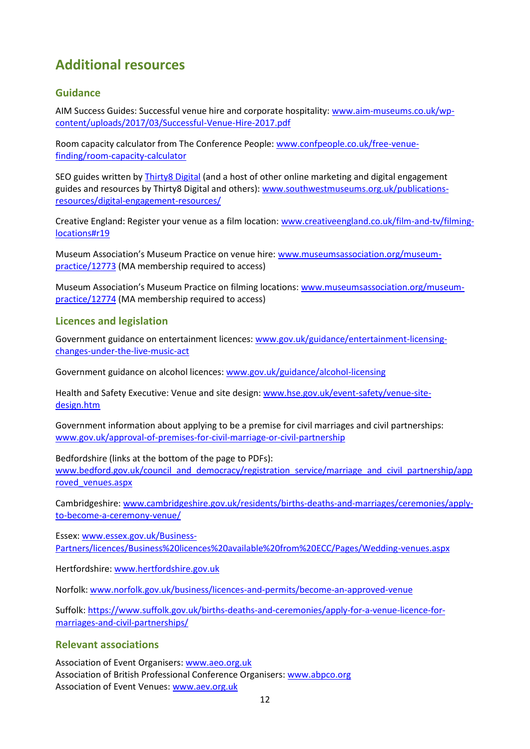# Additional resources

## Guidance

AIM Success Guides: Successful venue hire and corporate hospitality: www.aim-museums.co.uk/wp-content/uploads/2017/03/Successful-Venue-Hire-2017.pdf

Room capacity calculator from The Conference People: www.confpeople.co.uk/free-venue-finding/room-capacity-calculator

SEO guides written by Thirty8 Digital (and a host of other online marketing and digital engagement guides and resources by Thirty8 Digital and others): www.southwestmuseums.org.uk/publications-resources/digital-engagement-resources/

Creative England: Register your venue as a film location: www.creativeengland.co.uk/film-and-tv/filming-locations#r19

Museum Association's Museum Practice on venue hire: www.museumsassociation.org/museum-practice/12773 (MA membership required to access)

Museum Association's Museum Practice on filming locations: www.museumsassociation.org/museum-practice/12774 (MA membership required to access)

## Licences and legislation

Government guidance on entertainment licences: www.gov.uk/guidance/entertainment-licensing-changes-under-the-live-music-act

Government guidance on alcohol licences: www.gov.uk/guidance/alcohol-licensing

Health and Safety Executive: Venue and site design: www.hse.gov.uk/event-safety/venue-site-design.htm

Government information about applying to be a premise for civil marriages and civil partnerships: www.gov.uk/approval-of-premises-for-civil-marriage-or-civil-partnership

Bedfordshire (links at the bottom of the page to PDFs): www.bedford.gov.uk/council_and_democracy/registration_service/marriage_and_civil_partnership/approved_venues.aspx

Cambridgeshire: www.cambridgeshire.gov.uk/residents/births-deaths-and-marriages/ceremonies/apply-to-become-a-ceremony-venue/

Essex: www.essex.gov.uk/Business-Partners/licences/Business%20licences%20available%20from%20ECC/Pages/Wedding-venues.aspx

Hertfordshire: www.hertfordshire.gov.uk

Norfolk: www.norfolk.gov.uk/business/licences-and-permits/become-an-approved-venue

Suffolk: https://www.suffolk.gov.uk/births-deaths-and-ceremonies/apply-for-a-venue-licence-for-marriages-and-civil-partnerships/

## Relevant associations

Association of Event Organisers: www.aeo.org.uk
Association of British Professional Conference Organisers: www.abpco.org
Association of Event Venues: www.aev.org.uk